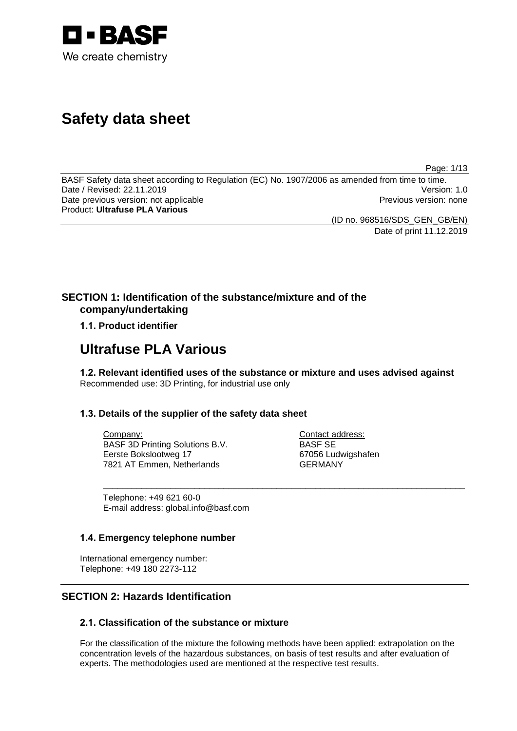BASF

We create chemistry

# Safety data sheet

BASF Safety data sheet according to Regulation (EC) No. 1907/2006 as amended from time to time.
Date / Revised: 22.11.2019 Version: 1.0
Date previous version: not applicable Previous version: none
Product: **Ultrafuse PLA Various**

(ID no. 968516/SDS_GEN_GB/EN)
Date of print 11.12.2019

## SECTION 1: Identification of the substance/mixture and of the company/undertaking

### 1.1. Product identifier

# Ultrafuse PLA Various

### 1.2. Relevant identified uses of the substance or mixture and uses advised against

Recommended use: 3D Printing, for industrial use only

### 1.3. Details of the supplier of the safety data sheet

Company:
BASF 3D Printing Solutions B.V.
Eerste Bokslootweg 17
7821 AT Emmen, Netherlands

Contact address:
BASF SE
67056 Ludwigshafen
GERMANY

Telephone: +49 621 60-0
E-mail address: global.info@basf.com

### 1.4. Emergency telephone number

International emergency number:
Telephone: +49 180 2273-112

## SECTION 2: Hazards Identification

### 2.1. Classification of the substance or mixture

For the classification of the mixture the following methods have been applied: extrapolation on the concentration levels of the hazardous substances, on basis of test results and after evaluation of experts. The methodologies used are mentioned at the respective test results.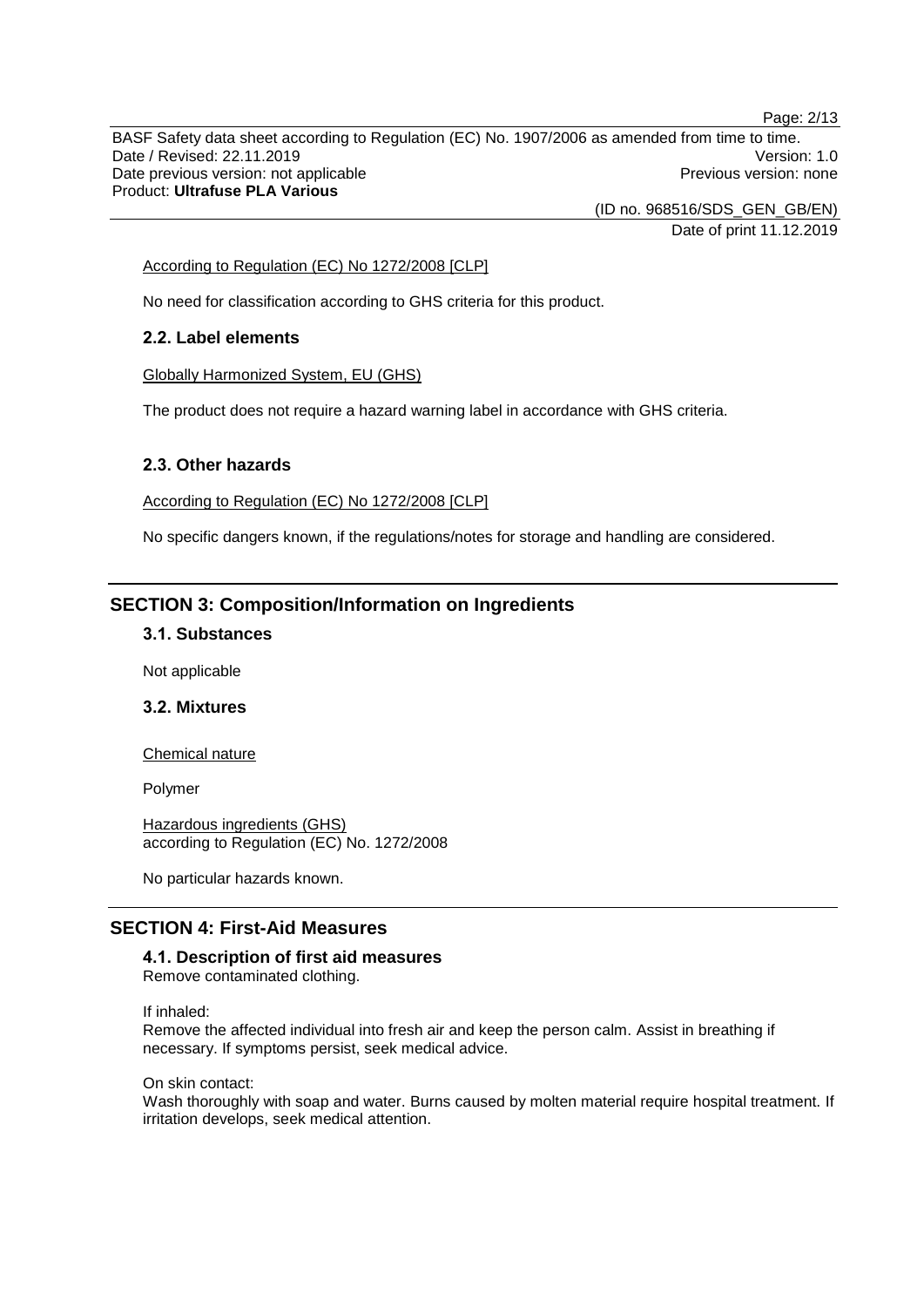According to Regulation (EC) No 1272/2008 [CLP]

No need for classification according to GHS criteria for this product.

### 2.2. Label elements

Globally Harmonized System, EU (GHS)

The product does not require a hazard warning label in accordance with GHS criteria.

### 2.3. Other hazards

According to Regulation (EC) No 1272/2008 [CLP]

No specific dangers known, if the regulations/notes for storage and handling are considered.

## SECTION 3: Composition/Information on Ingredients

### 3.1. Substances

Not applicable

### 3.2. Mixtures

Chemical nature

Polymer

Hazardous ingredients (GHS)
according to Regulation (EC) No. 1272/2008

No particular hazards known.

## SECTION 4: First-Aid Measures

### 4.1. Description of first aid measures

Remove contaminated clothing.

If inhaled:
Remove the affected individual into fresh air and keep the person calm. Assist in breathing if necessary. If symptoms persist, seek medical advice.

On skin contact:
Wash thoroughly with soap and water. Burns caused by molten material require hospital treatment. If irritation develops, seek medical attention.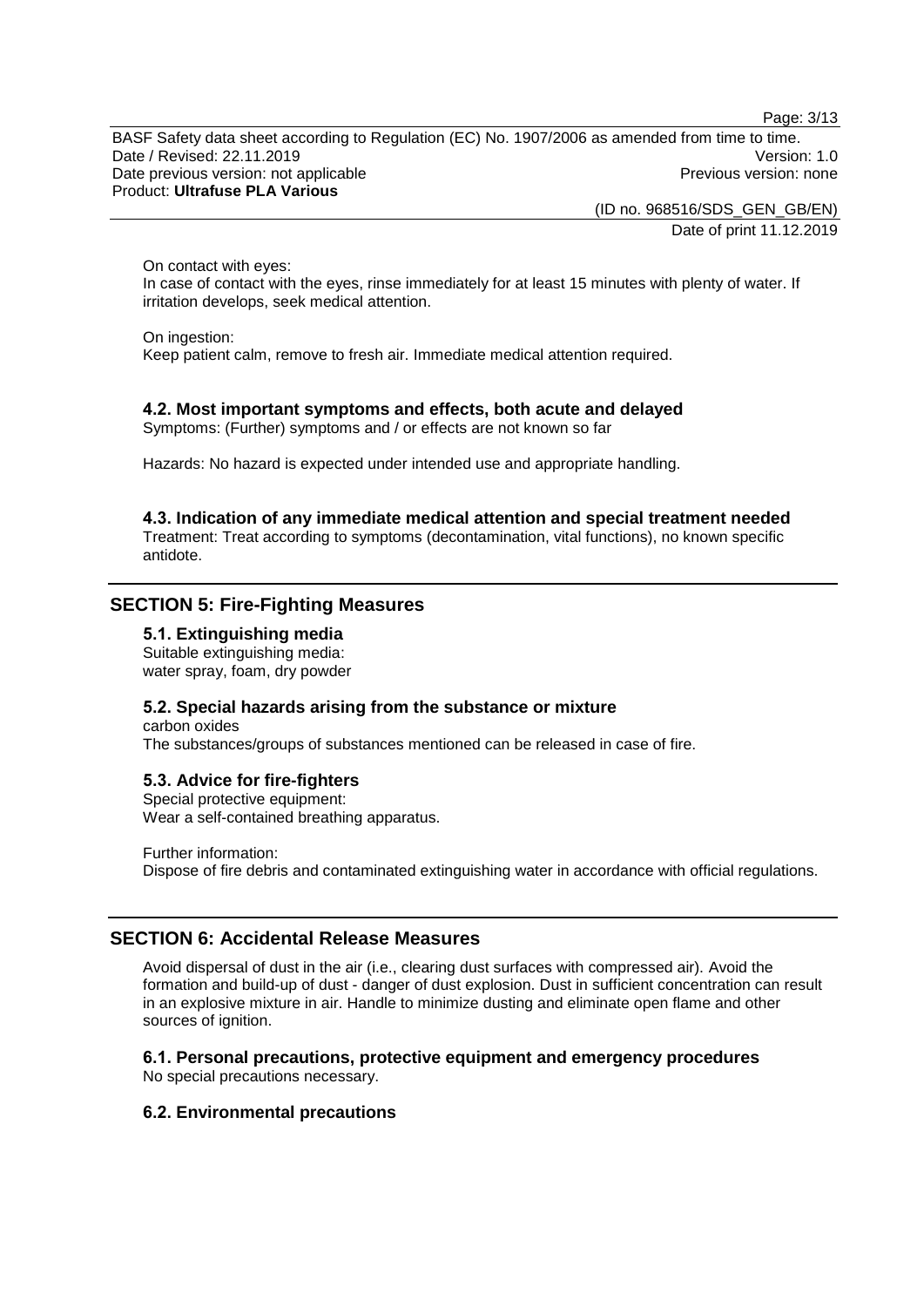On contact with eyes:
In case of contact with the eyes, rinse immediately for at least 15 minutes with plenty of water. If irritation develops, seek medical attention.

On ingestion:
Keep patient calm, remove to fresh air. Immediate medical attention required.

### 4.2. Most important symptoms and effects, both acute and delayed

Symptoms: (Further) symptoms and / or effects are not known so far

Hazards: No hazard is expected under intended use and appropriate handling.

### 4.3. Indication of any immediate medical attention and special treatment needed

Treatment: Treat according to symptoms (decontamination, vital functions), no known specific antidote.

## SECTION 5: Fire-Fighting Measures

### 5.1. Extinguishing media

Suitable extinguishing media:
water spray, foam, dry powder

### 5.2. Special hazards arising from the substance or mixture

carbon oxides
The substances/groups of substances mentioned can be released in case of fire.

### 5.3. Advice for fire-fighters

Special protective equipment:
Wear a self-contained breathing apparatus.

Further information:
Dispose of fire debris and contaminated extinguishing water in accordance with official regulations.

## SECTION 6: Accidental Release Measures

Avoid dispersal of dust in the air (i.e., clearing dust surfaces with compressed air). Avoid the formation and build-up of dust - danger of dust explosion. Dust in sufficient concentration can result in an explosive mixture in air. Handle to minimize dusting and eliminate open flame and other sources of ignition.

### 6.1. Personal precautions, protective equipment and emergency procedures

No special precautions necessary.

### 6.2. Environmental precautions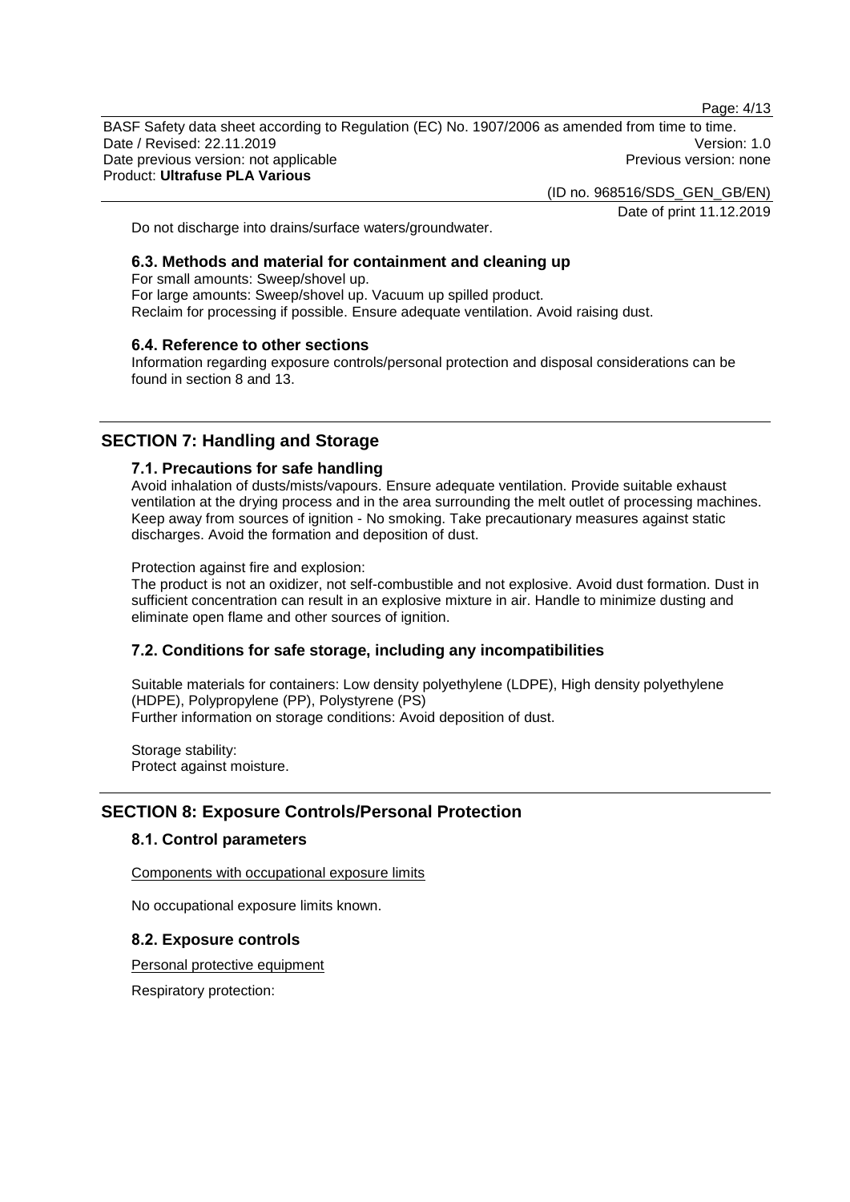Do not discharge into drains/surface waters/groundwater.

### 6.3. Methods and material for containment and cleaning up

For small amounts: Sweep/shovel up.
For large amounts: Sweep/shovel up. Vacuum up spilled product.
Reclaim for processing if possible. Ensure adequate ventilation. Avoid raising dust.

### 6.4. Reference to other sections

Information regarding exposure controls/personal protection and disposal considerations can be found in section 8 and 13.

## SECTION 7: Handling and Storage

### 7.1. Precautions for safe handling

Avoid inhalation of dusts/mists/vapours. Ensure adequate ventilation. Provide suitable exhaust ventilation at the drying process and in the area surrounding the melt outlet of processing machines. Keep away from sources of ignition - No smoking. Take precautionary measures against static discharges. Avoid the formation and deposition of dust.

Protection against fire and explosion:
The product is not an oxidizer, not self-combustible and not explosive. Avoid dust formation. Dust in sufficient concentration can result in an explosive mixture in air. Handle to minimize dusting and eliminate open flame and other sources of ignition.

### 7.2. Conditions for safe storage, including any incompatibilities

Suitable materials for containers: Low density polyethylene (LDPE), High density polyethylene (HDPE), Polypropylene (PP), Polystyrene (PS)
Further information on storage conditions: Avoid deposition of dust.

Storage stability:
Protect against moisture.

## SECTION 8: Exposure Controls/Personal Protection

### 8.1. Control parameters

Components with occupational exposure limits

No occupational exposure limits known.

### 8.2. Exposure controls

Personal protective equipment

Respiratory protection: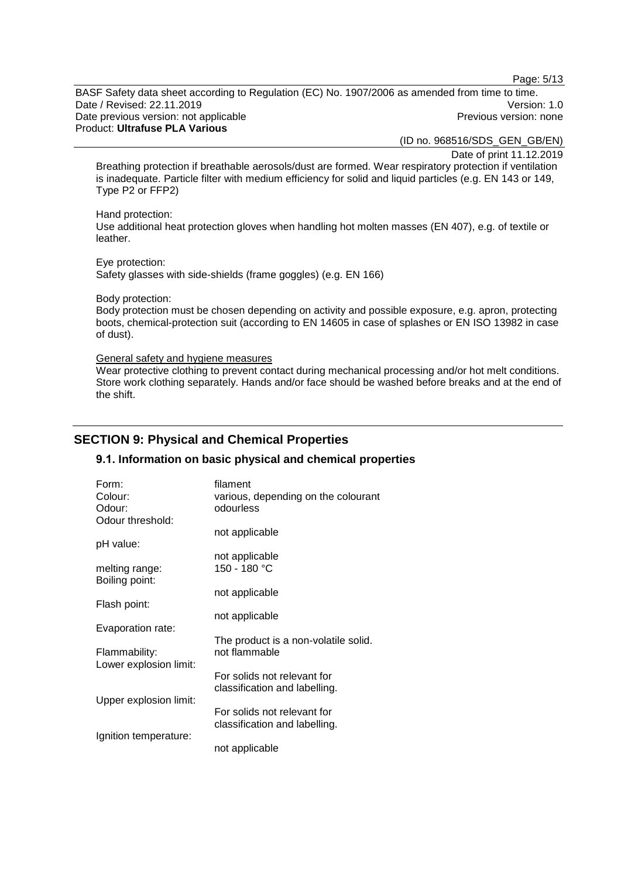Breathing protection if breathable aerosols/dust are formed. Wear respiratory protection if ventilation is inadequate. Particle filter with medium efficiency for solid and liquid particles (e.g. EN 143 or 149, Type P2 or FFP2)

Hand protection:
Use additional heat protection gloves when handling hot molten masses (EN 407), e.g. of textile or leather.

Eye protection:
Safety glasses with side-shields (frame goggles) (e.g. EN 166)

Body protection:
Body protection must be chosen depending on activity and possible exposure, e.g. apron, protecting boots, chemical-protection suit (according to EN 14605 in case of splashes or EN ISO 13982 in case of dust).

General safety and hygiene measures
Wear protective clothing to prevent contact during mechanical processing and/or hot melt conditions. Store work clothing separately. Hands and/or face should be washed before breaks and at the end of the shift.

## SECTION 9: Physical and Chemical Properties

### 9.1. Information on basic physical and chemical properties

| | |
|---|---|
| Form: | filament |
| Colour: | various, depending on the colourant |
| Odour: | odourless |
| Odour threshold: | not applicable |
| pH value: | not applicable |
| melting range: | 150 - 180 °C |
| Boiling point: | not applicable |
| Flash point: | not applicable |
| Evaporation rate: | The product is a non-volatile solid. |
| Flammability: | not flammable |
| Lower explosion limit: | For solids not relevant for classification and labelling. |
| Upper explosion limit: | For solids not relevant for classification and labelling. |
| Ignition temperature: | not applicable |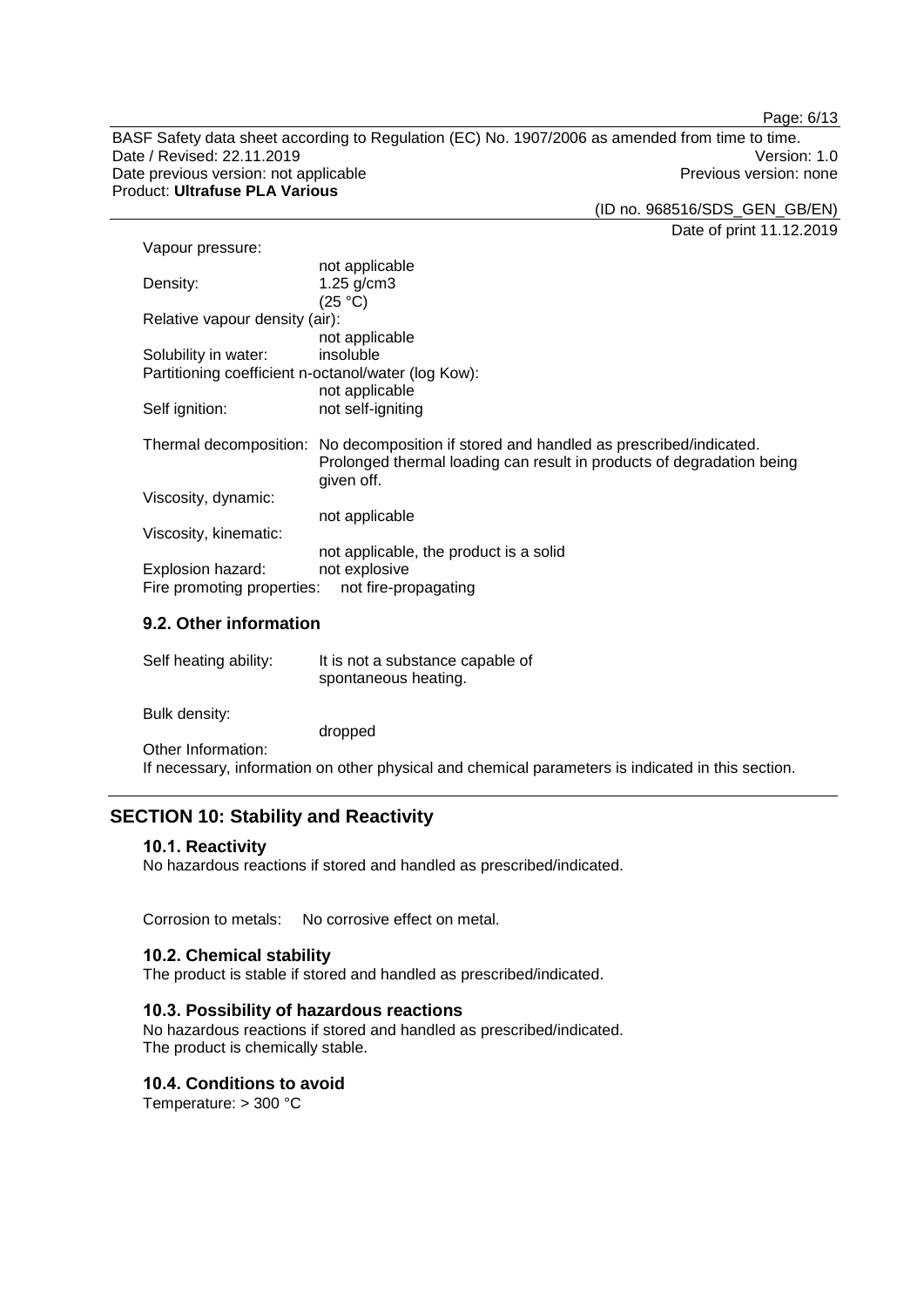Vapour pressure:
not applicable

Density: 1.25 g/cm3
(25 °C)

Relative vapour density (air):
not applicable

Solubility in water: insoluble

Partitioning coefficient n-octanol/water (log Kow):
not applicable

Self ignition: not self-igniting

Thermal decomposition: No decomposition if stored and handled as prescribed/indicated. Prolonged thermal loading can result in products of degradation being given off.

Viscosity, dynamic:
not applicable

Viscosity, kinematic:
not applicable, the product is a solid

Explosion hazard: not explosive

Fire promoting properties: not fire-propagating

### 9.2. Other information

Self heating ability: It is not a substance capable of spontaneous heating.

Bulk density:
dropped

Other Information:
If necessary, information on other physical and chemical parameters is indicated in this section.

## SECTION 10: Stability and Reactivity

### 10.1. Reactivity

No hazardous reactions if stored and handled as prescribed/indicated.

Corrosion to metals: No corrosive effect on metal.

### 10.2. Chemical stability

The product is stable if stored and handled as prescribed/indicated.

### 10.3. Possibility of hazardous reactions

No hazardous reactions if stored and handled as prescribed/indicated.
The product is chemically stable.

### 10.4. Conditions to avoid

Temperature: > 300 °C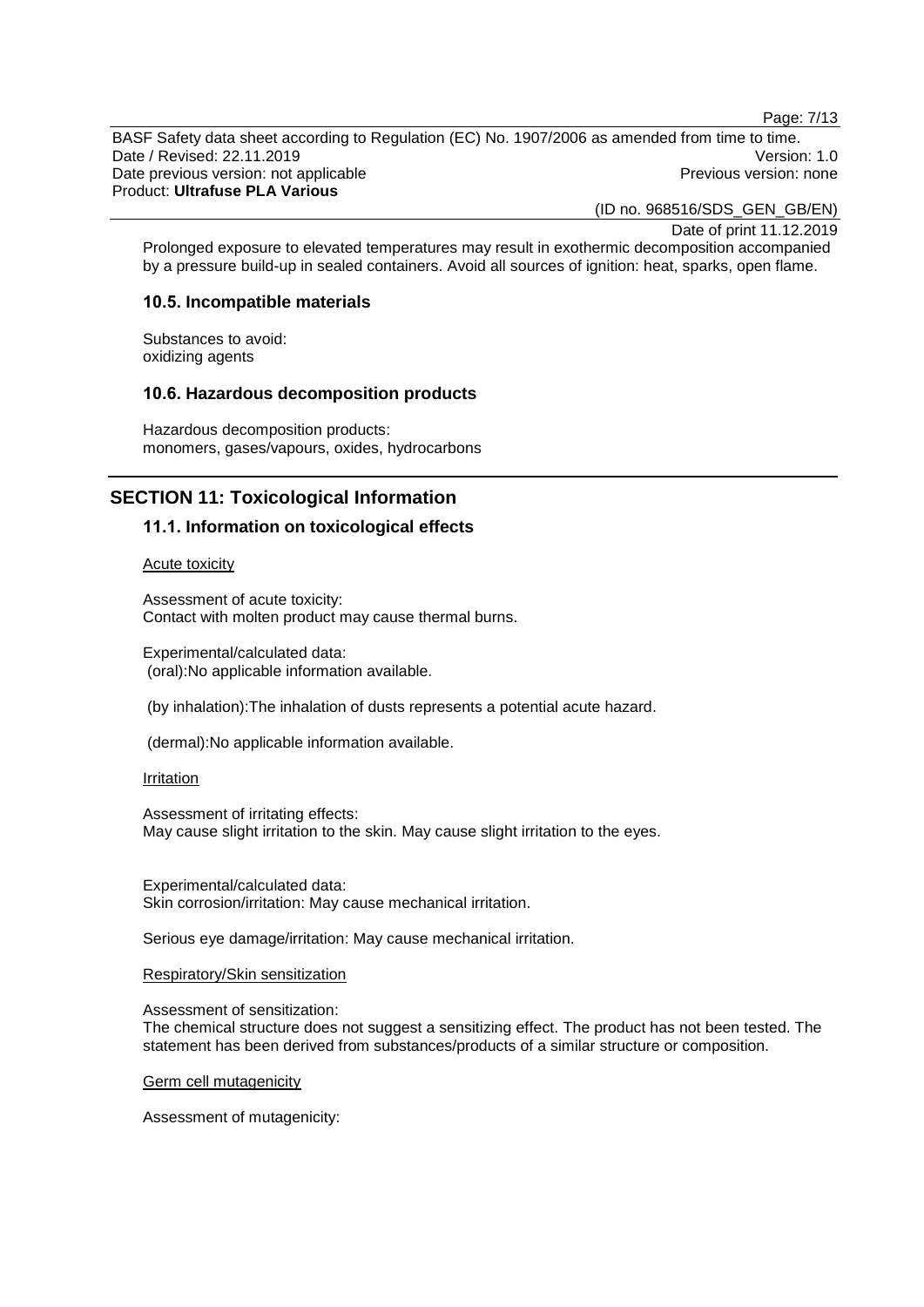Prolonged exposure to elevated temperatures may result in exothermic decomposition accompanied by a pressure build-up in sealed containers. Avoid all sources of ignition: heat, sparks, open flame.

### 10.5. Incompatible materials

Substances to avoid:
oxidizing agents

### 10.6. Hazardous decomposition products

Hazardous decomposition products:
monomers, gases/vapours, oxides, hydrocarbons

## SECTION 11: Toxicological Information

### 11.1. Information on toxicological effects

Acute toxicity

Assessment of acute toxicity:
Contact with molten product may cause thermal burns.

Experimental/calculated data:
(oral):No applicable information available.

(by inhalation):The inhalation of dusts represents a potential acute hazard.

(dermal):No applicable information available.

Irritation

Assessment of irritating effects:
May cause slight irritation to the skin. May cause slight irritation to the eyes.

Experimental/calculated data:
Skin corrosion/irritation: May cause mechanical irritation.

Serious eye damage/irritation: May cause mechanical irritation.

Respiratory/Skin sensitization

Assessment of sensitization:
The chemical structure does not suggest a sensitizing effect. The product has not been tested. The statement has been derived from substances/products of a similar structure or composition.

Germ cell mutagenicity

Assessment of mutagenicity: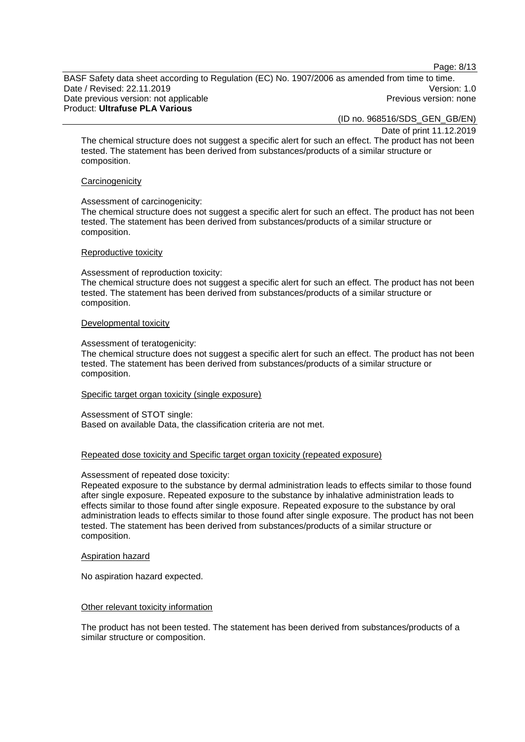The chemical structure does not suggest a specific alert for such an effect. The product has not been tested. The statement has been derived from substances/products of a similar structure or composition.

#### Carcinogenicity

Assessment of carcinogenicity:
The chemical structure does not suggest a specific alert for such an effect. The product has not been tested. The statement has been derived from substances/products of a similar structure or composition.

#### Reproductive toxicity

Assessment of reproduction toxicity:
The chemical structure does not suggest a specific alert for such an effect. The product has not been tested. The statement has been derived from substances/products of a similar structure or composition.

#### Developmental toxicity

Assessment of teratogenicity:
The chemical structure does not suggest a specific alert for such an effect. The product has not been tested. The statement has been derived from substances/products of a similar structure or composition.

#### Specific target organ toxicity (single exposure)

Assessment of STOT single:
Based on available Data, the classification criteria are not met.

#### Repeated dose toxicity and Specific target organ toxicity (repeated exposure)

Assessment of repeated dose toxicity:
Repeated exposure to the substance by dermal administration leads to effects similar to those found after single exposure. Repeated exposure to the substance by inhalative administration leads to effects similar to those found after single exposure. Repeated exposure to the substance by oral administration leads to effects similar to those found after single exposure. The product has not been tested. The statement has been derived from substances/products of a similar structure or composition.

#### Aspiration hazard

No aspiration hazard expected.

#### Other relevant toxicity information

The product has not been tested. The statement has been derived from substances/products of a similar structure or composition.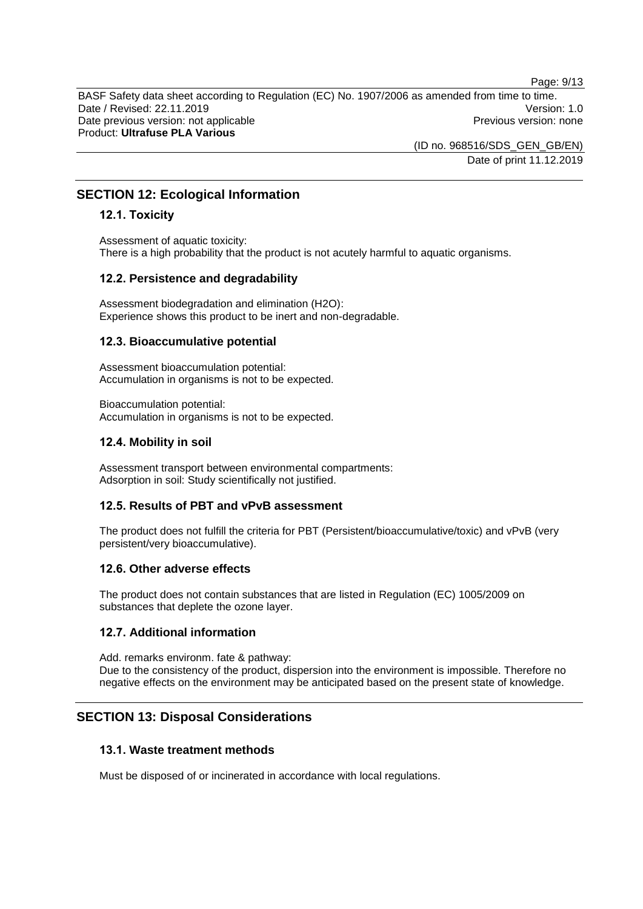## SECTION 12: Ecological Information

### 12.1. Toxicity

Assessment of aquatic toxicity:
There is a high probability that the product is not acutely harmful to aquatic organisms.

### 12.2. Persistence and degradability

Assessment biodegradation and elimination ($H_2O$):
Experience shows this product to be inert and non-degradable.

### 12.3. Bioaccumulative potential

Assessment bioaccumulation potential:
Accumulation in organisms is not to be expected.

Bioaccumulation potential:
Accumulation in organisms is not to be expected.

### 12.4. Mobility in soil

Assessment transport between environmental compartments:
Adsorption in soil: Study scientifically not justified.

### 12.5. Results of PBT and vPvB assessment

The product does not fulfill the criteria for PBT (Persistent/bioaccumulative/toxic) and vPvB (very persistent/very bioaccumulative).

### 12.6. Other adverse effects

The product does not contain substances that are listed in Regulation (EC) 1005/2009 on substances that deplete the ozone layer.

### 12.7. Additional information

Add. remarks environm. fate & pathway:
Due to the consistency of the product, dispersion into the environment is impossible. Therefore no negative effects on the environment may be anticipated based on the present state of knowledge.

## SECTION 13: Disposal Considerations

### 13.1. Waste treatment methods

Must be disposed of or incinerated in accordance with local regulations.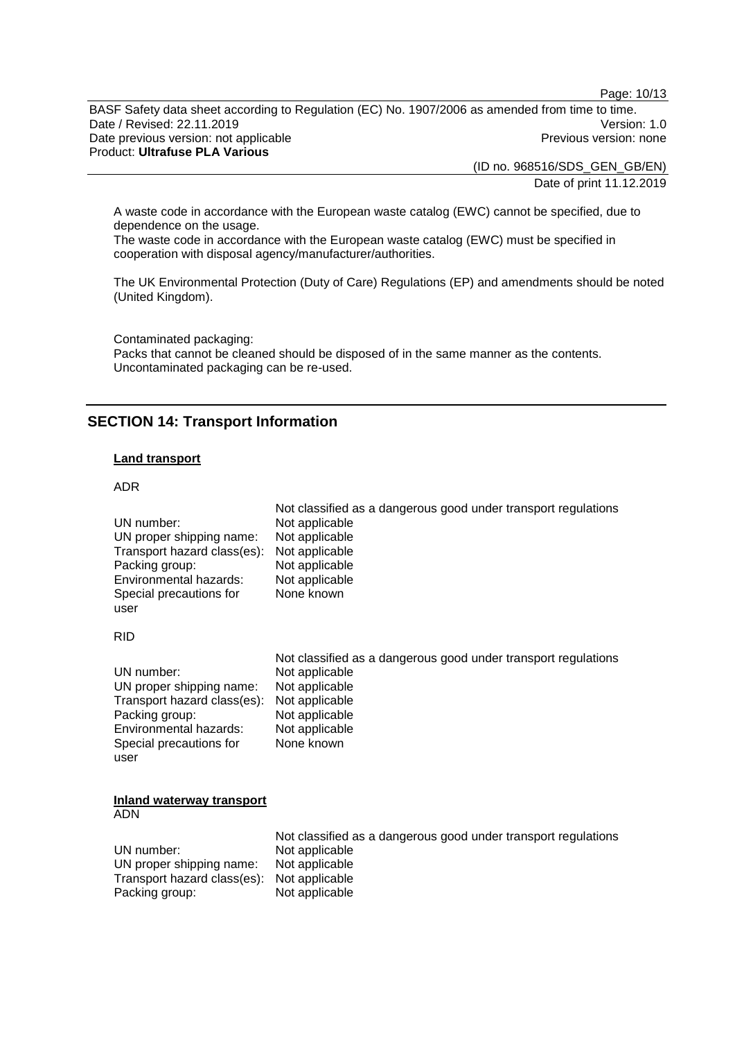A waste code in accordance with the European waste catalog (EWC) cannot be specified, due to dependence on the usage.
The waste code in accordance with the European waste catalog (EWC) must be specified in cooperation with disposal agency/manufacturer/authorities.

The UK Environmental Protection (Duty of Care) Regulations (EP) and amendments should be noted (United Kingdom).

Contaminated packaging:
Packs that cannot be cleaned should be disposed of in the same manner as the contents.
Uncontaminated packaging can be re-used.

## SECTION 14: Transport Information

**Land transport**

ADR

| | Not classified as a dangerous good under transport regulations |
|---|---|
| UN number: | Not applicable |
| UN proper shipping name: | Not applicable |
| Transport hazard class(es): | Not applicable |
| Packing group: | Not applicable |
| Environmental hazards: | Not applicable |
| Special precautions for user | None known |

RID

| | Not classified as a dangerous good under transport regulations |
|---|---|
| UN number: | Not applicable |
| UN proper shipping name: | Not applicable |
| Transport hazard class(es): | Not applicable |
| Packing group: | Not applicable |
| Environmental hazards: | Not applicable |
| Special precautions for user | None known |

**Inland waterway transport**
ADN

| | Not classified as a dangerous good under transport regulations |
|---|---|
| UN number: | Not applicable |
| UN proper shipping name: | Not applicable |
| Transport hazard class(es): | Not applicable |
| Packing group: | Not applicable |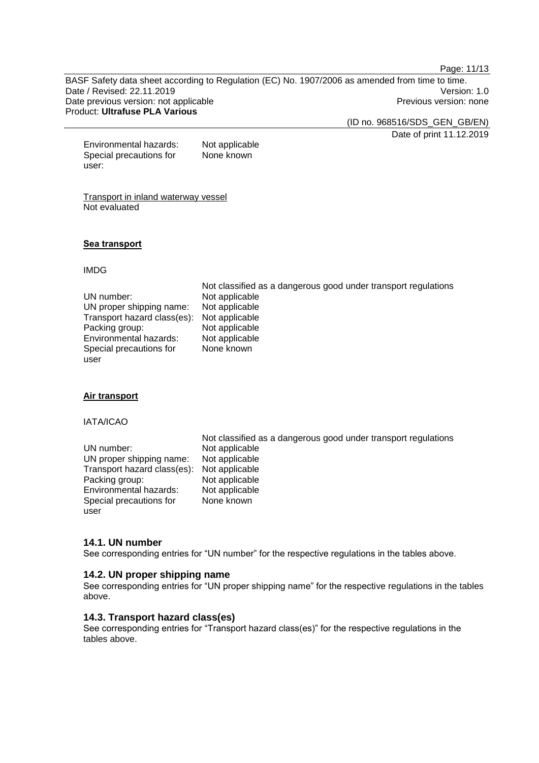| | |
|---|---|
| Environmental hazards: | Not applicable |
| Special precautions for user: | None known |

Transport in inland waterway vessel
Not evaluated

**Sea transport**

IMDG

| | |
|---|---|
| | Not classified as a dangerous good under transport regulations |
| UN number: | Not applicable |
| UN proper shipping name: | Not applicable |
| Transport hazard class(es): | Not applicable |
| Packing group: | Not applicable |
| Environmental hazards: | Not applicable |
| Special precautions for user | None known |

**Air transport**

IATA/ICAO

| | |
|---|---|
| | Not classified as a dangerous good under transport regulations |
| UN number: | Not applicable |
| UN proper shipping name: | Not applicable |
| Transport hazard class(es): | Not applicable |
| Packing group: | Not applicable |
| Environmental hazards: | Not applicable |
| Special precautions for user | None known |

### 14.1. UN number

See corresponding entries for “UN number” for the respective regulations in the tables above.

### 14.2. UN proper shipping name

See corresponding entries for “UN proper shipping name” for the respective regulations in the tables above.

### 14.3. Transport hazard class(es)

See corresponding entries for “Transport hazard class(es)” for the respective regulations in the tables above.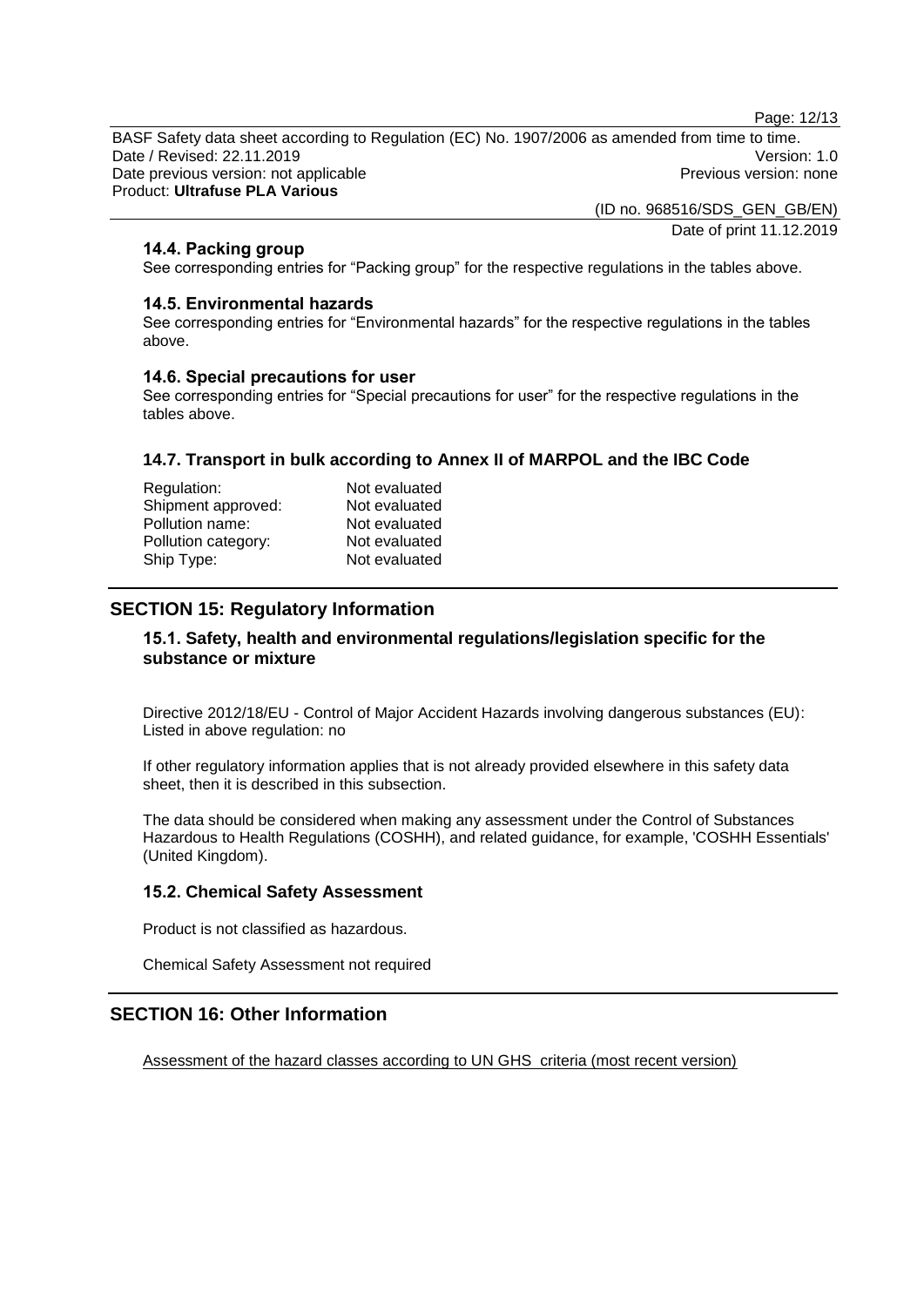### 14.4. Packing group

See corresponding entries for “Packing group” for the respective regulations in the tables above.

### 14.5. Environmental hazards

See corresponding entries for “Environmental hazards” for the respective regulations in the tables above.

### 14.6. Special precautions for user

See corresponding entries for “Special precautions for user” for the respective regulations in the tables above.

### 14.7. Transport in bulk according to Annex II of MARPOL and the IBC Code

| | |
|---|---|
| Regulation: | Not evaluated |
| Shipment approved: | Not evaluated |
| Pollution name: | Not evaluated |
| Pollution category: | Not evaluated |
| Ship Type: | Not evaluated |

## SECTION 15: Regulatory Information

### 15.1. Safety, health and environmental regulations/legislation specific for the substance or mixture

Directive 2012/18/EU - Control of Major Accident Hazards involving dangerous substances (EU): Listed in above regulation: no

If other regulatory information applies that is not already provided elsewhere in this safety data sheet, then it is described in this subsection.

The data should be considered when making any assessment under the Control of Substances Hazardous to Health Regulations (COSHH), and related guidance, for example, 'COSHH Essentials' (United Kingdom).

### 15.2. Chemical Safety Assessment

Product is not classified as hazardous.

Chemical Safety Assessment not required

## SECTION 16: Other Information

Assessment of the hazard classes according to UN GHS criteria (most recent version)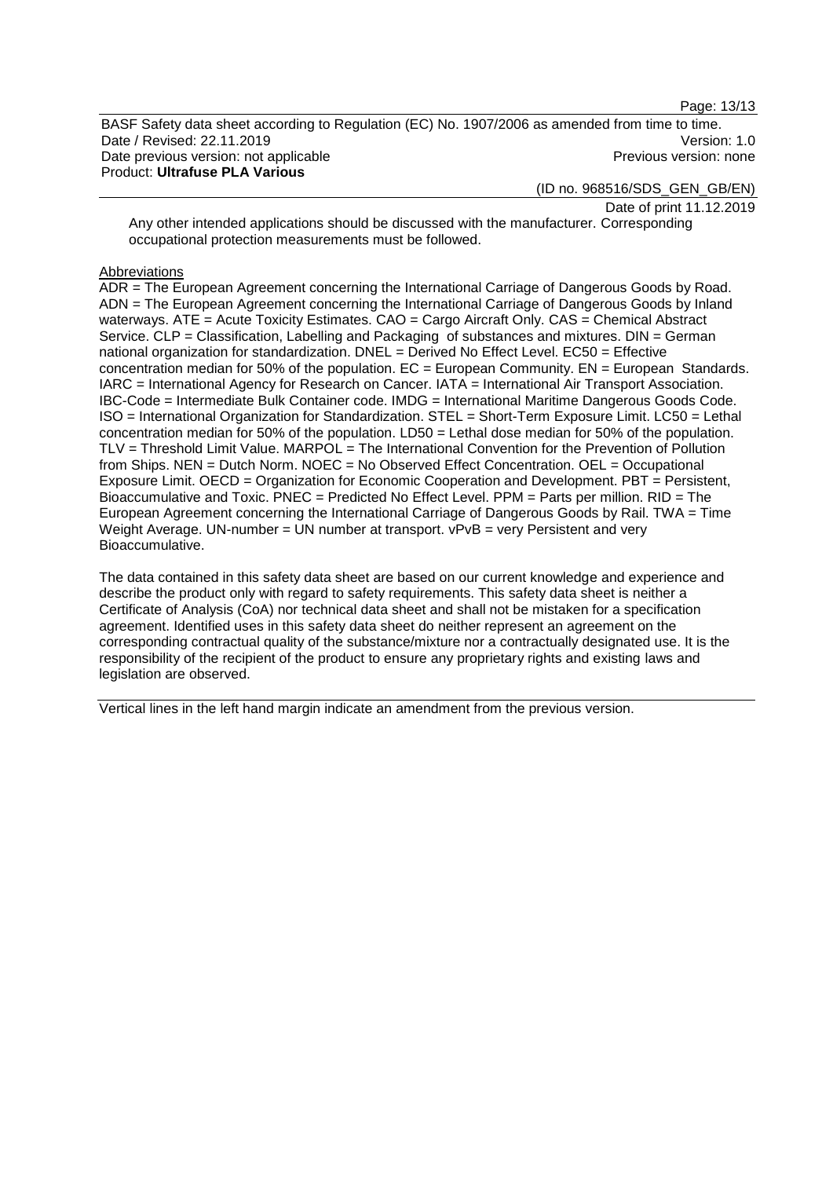Any other intended applications should be discussed with the manufacturer. Corresponding occupational protection measurements must be followed.

Abbreviations

ADR = The European Agreement concerning the International Carriage of Dangerous Goods by Road. ADN = The European Agreement concerning the International Carriage of Dangerous Goods by Inland waterways. ATE = Acute Toxicity Estimates. CAO = Cargo Aircraft Only. CAS = Chemical Abstract Service. CLP = Classification, Labelling and Packaging of substances and mixtures. DIN = German national organization for standardization. DNEL = Derived No Effect Level. EC50 = Effective concentration median for 50% of the population. EC = European Community. EN = European Standards. IARC = International Agency for Research on Cancer. IATA = International Air Transport Association. IBC-Code = Intermediate Bulk Container code. IMDG = International Maritime Dangerous Goods Code. ISO = International Organization for Standardization. STEL = Short-Term Exposure Limit. LC50 = Lethal concentration median for 50% of the population. LD50 = Lethal dose median for 50% of the population. TLV = Threshold Limit Value. MARPOL = The International Convention for the Prevention of Pollution from Ships. NEN = Dutch Norm. NOEC = No Observed Effect Concentration. OEL = Occupational Exposure Limit. OECD = Organization for Economic Cooperation and Development. PBT = Persistent, Bioaccumulative and Toxic. PNEC = Predicted No Effect Level. PPM = Parts per million. RID = The European Agreement concerning the International Carriage of Dangerous Goods by Rail. TWA = Time Weight Average. UN-number = UN number at transport. vPvB = very Persistent and very Bioaccumulative.

The data contained in this safety data sheet are based on our current knowledge and experience and describe the product only with regard to safety requirements. This safety data sheet is neither a Certificate of Analysis (CoA) nor technical data sheet and shall not be mistaken for a specification agreement. Identified uses in this safety data sheet do neither represent an agreement on the corresponding contractual quality of the substance/mixture nor a contractually designated use. It is the responsibility of the recipient of the product to ensure any proprietary rights and existing laws and legislation are observed.

---

Vertical lines in the left hand margin indicate an amendment from the previous version.